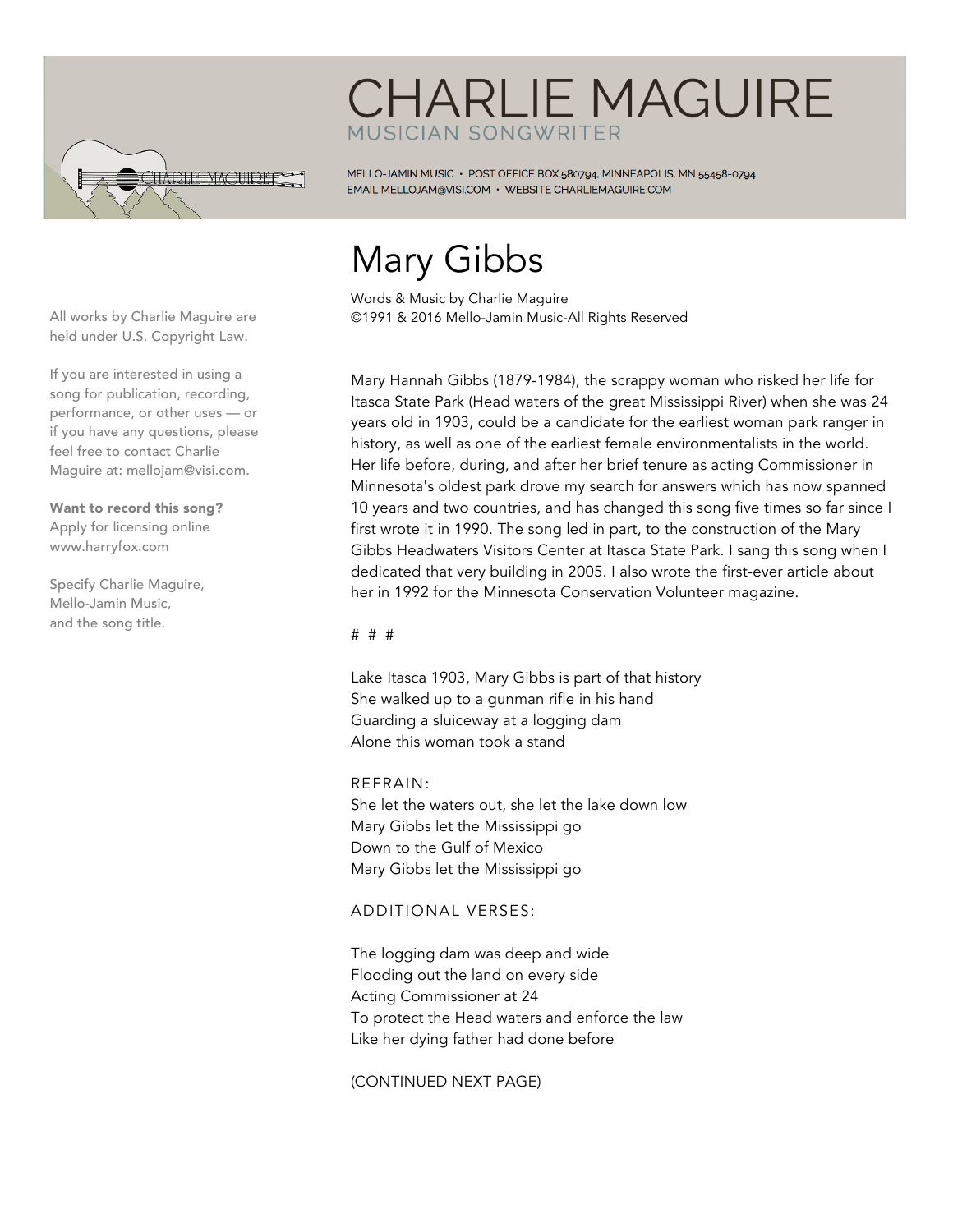# CHARLIE MAGUIRE

MUSICIAN SONGWRITER

MELLO-JAMIN MUSIC • POST OFFICE BOX 580794, MINNEAPOLIS, MN 55458-0794
EMAIL MELLOJAM@VISI.COM • WEBSITE CHARLIEMAGUIRE.COM

All works by Charlie Maguire are held under U.S. Copyright Law.

If you are interested in using a song for publication, recording, performance, or other uses — or if you have any questions, please feel free to contact Charlie Maguire at: mellojam@visi.com.

**Want to record this song?** Apply for licensing online www.harryfox.com

Specify Charlie Maguire, Mello-Jamin Music, and the song title.

## Mary Gibbs

Words & Music by Charlie Maguire
©1991 & 2016 Mello-Jamin Music-All Rights Reserved

Mary Hannah Gibbs (1879-1984), the scrappy woman who risked her life for Itasca State Park (Head waters of the great Mississippi River) when she was 24 years old in 1903, could be a candidate for the earliest woman park ranger in history, as well as one of the earliest female environmentalists in the world. Her life before, during, and after her brief tenure as acting Commissioner in Minnesota's oldest park drove my search for answers which has now spanned 10 years and two countries, and has changed this song five times so far since I first wrote it in 1990. The song led in part, to the construction of the Mary Gibbs Headwaters Visitors Center at Itasca State Park. I sang this song when I dedicated that very building in 2005. I also wrote the first-ever article about her in 1992 for the Minnesota Conservation Volunteer magazine.

# # #

Lake Itasca 1903, Mary Gibbs is part of that history
She walked up to a gunman rifle in his hand
Guarding a sluiceway at a logging dam
Alone this woman took a stand

REFRAIN:
She let the waters out, she let the lake down low
Mary Gibbs let the Mississippi go
Down to the Gulf of Mexico
Mary Gibbs let the Mississippi go

ADDITIONAL VERSES:

The logging dam was deep and wide
Flooding out the land on every side
Acting Commissioner at 24
To protect the Head waters and enforce the law
Like her dying father had done before

(CONTINUED NEXT PAGE)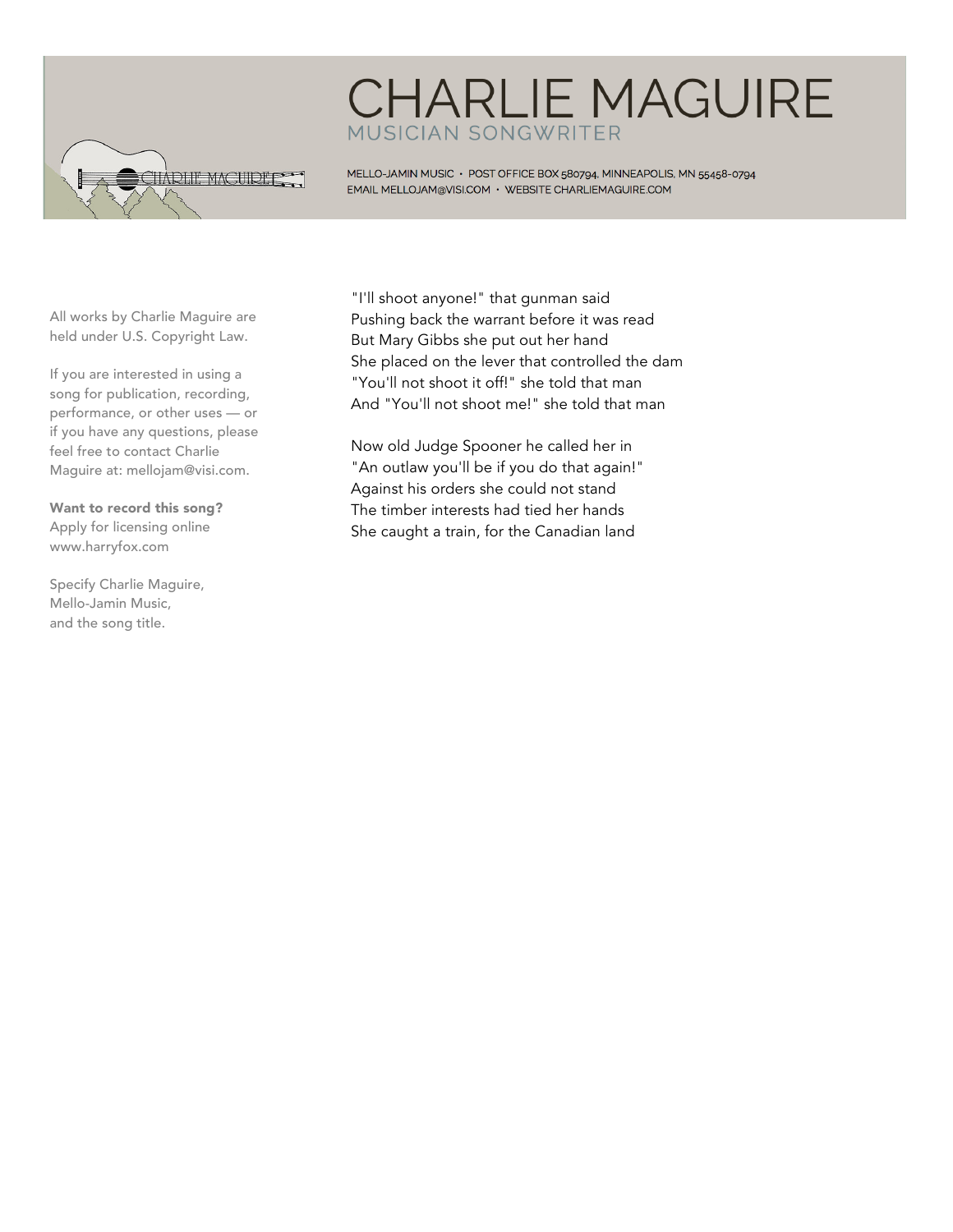# CHARLIE MAGUIRE

MUSICIAN SONGWRITER

MELLO-JAMIN MUSIC • POST OFFICE BOX 580794, MINNEAPOLIS, MN 55458-0794
EMAIL MELLOJAM@VISI.COM • WEBSITE CHARLIEMAGUIRE.COM

All works by Charlie Maguire are held under U.S. Copyright Law.

If you are interested in using a song for publication, recording, performance, or other uses — or if you have any questions, please feel free to contact Charlie Maguire at: mellojam@visi.com.

**Want to record this song?**
Apply for licensing online
www.harryfox.com

Specify Charlie Maguire,
Mello-Jamin Music,
and the song title.

"I'll shoot anyone!" that gunman said
Pushing back the warrant before it was read
But Mary Gibbs she put out her hand
She placed on the lever that controlled the dam
"You'll not shoot it off!" she told that man
And "You'll not shoot me!" she told that man

Now old Judge Spooner he called her in
"An outlaw you'll be if you do that again!"
Against his orders she could not stand
The timber interests had tied her hands
She caught a train, for the Canadian land